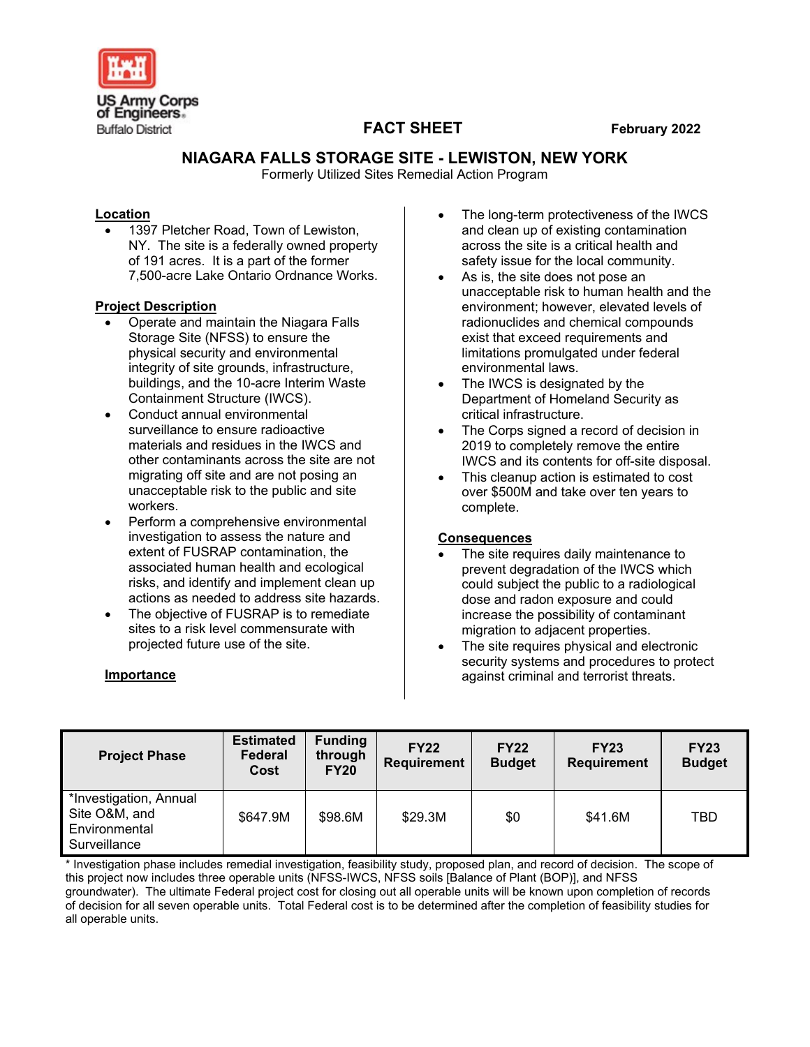US Army Corps of Engineers
Buffalo District

**FACT SHEET** **February 2022**

# NIAGARA FALLS STORAGE SITE - LEWISTON, NEW YORK

Formerly Utilized Sites Remedial Action Program

## Location

- 1397 Pletcher Road, Town of Lewiston, NY. The site is a federally owned property of 191 acres. It is a part of the former 7,500-acre Lake Ontario Ordnance Works.

## Project Description

- Operate and maintain the Niagara Falls Storage Site (NFSS) to ensure the physical security and environmental integrity of site grounds, infrastructure, buildings, and the 10-acre Interim Waste Containment Structure (IWCS).
- Conduct annual environmental surveillance to ensure radioactive materials and residues in the IWCS and other contaminants across the site are not migrating off site and are not posing an unacceptable risk to the public and site workers.
- Perform a comprehensive environmental investigation to assess the nature and extent of FUSRAP contamination, the associated human health and ecological risks, and identify and implement clean up actions as needed to address site hazards.
- The objective of FUSRAP is to remediate sites to a risk level commensurate with projected future use of the site.

## Importance

- The long-term protectiveness of the IWCS and clean up of existing contamination across the site is a critical health and safety issue for the local community.
- As is, the site does not pose an unacceptable risk to human health and the environment; however, elevated levels of radionuclides and chemical compounds exist that exceed requirements and limitations promulgated under federal environmental laws.
- The IWCS is designated by the Department of Homeland Security as critical infrastructure.
- The Corps signed a record of decision in 2019 to completely remove the entire IWCS and its contents for off-site disposal.
- This cleanup action is estimated to cost over $500M and take over ten years to complete.

## Consequences

- The site requires daily maintenance to prevent degradation of the IWCS which could subject the public to a radiological dose and radon exposure and could increase the possibility of contaminant migration to adjacent properties.
- The site requires physical and electronic security systems and procedures to protect against criminal and terrorist threats.

| Project Phase | Estimated Federal Cost | Funding through FY20 | FY22 Requirement | FY22 Budget | FY23 Requirement | FY23 Budget |
|---|---|---|---|---|---|---|
| *Investigation, Annual Site O&M, and Environmental Surveillance | $647.9M | $98.6M | $29.3M | $0 | $41.6M | TBD |

* Investigation phase includes remedial investigation, feasibility study, proposed plan, and record of decision. The scope of this project now includes three operable units (NFSS-IWCS, NFSS soils [Balance of Plant (BOP)], and NFSS groundwater). The ultimate Federal project cost for closing out all operable units will be known upon completion of records of decision for all seven operable units. Total Federal cost is to be determined after the completion of feasibility studies for all operable units.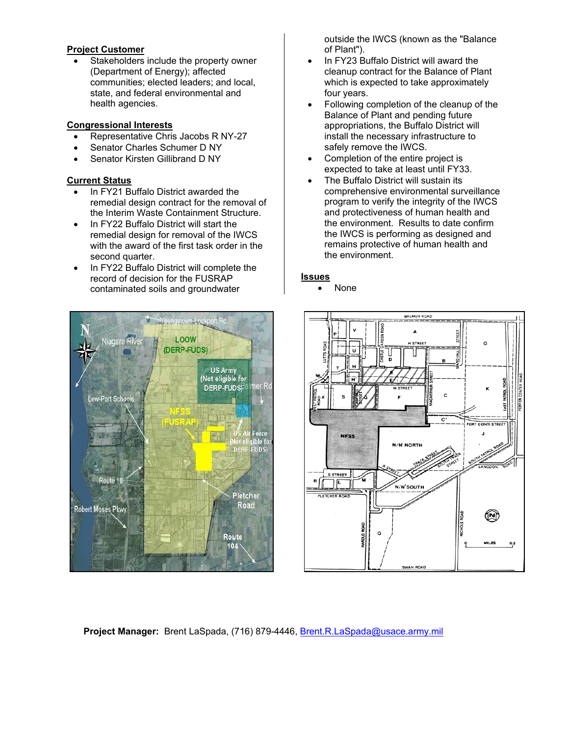**Project Customer**

- Stakeholders include the property owner (Department of Energy); affected communities; elected leaders; and local, state, and federal environmental and health agencies.

**Congressional Interests**

- Representative Chris Jacobs R NY-27
- Senator Charles Schumer D NY
- Senator Kirsten Gillibrand D NY

**Current Status**

- In FY21 Buffalo District awarded the remedial design contract for the removal of the Interim Waste Containment Structure.
- In FY22 Buffalo District will start the remedial design for removal of the IWCS with the award of the first task order in the second quarter.
- In FY22 Buffalo District will complete the record of decision for the FUSRAP contaminated soils and groundwater outside the IWCS (known as the "Balance of Plant").
- In FY23 Buffalo District will award the cleanup contract for the Balance of Plant which is expected to take approximately four years.
- Following completion of the cleanup of the Balance of Plant and pending future appropriations, the Buffalo District will install the necessary infrastructure to safely remove the IWCS.
- Completion of the entire project is expected to take at least until FY33.
- The Buffalo District will sustain its comprehensive environmental surveillance program to verify the integrity of the IWCS and protectiveness of human health and the environment. Results to date confirm the IWCS is performing as designed and remains protective of human health and the environment.

**Issues**

- None

N
Youngstown-Lockport Rd.
Niagara River
LOOW
(DERP-FUDS)
US Army
(Not eligible for DERP-FUDS)
Balmer Rd
Lew-Port Schools
NFSS
(FUSRAP)
US Air Force
(Not eligible for DERP-FUDS)
Route 18
Pletcher Road
Robert Moses Pkwy
Route 104

BALMER ROAD
H STREET
LUTTS ROAD
CASTLE GARDEN ROAD
MARSHALL STREET
M STREET
WEST PATROL ROAD
CAMPBELL STREET
MACARTHUR STREET
EAST PATROL ROAD
PORTER CENTER ROAD
FORT CONTI STREET
NFSS
N/N' NORTH
TRACK STREET
SOUTH TRACK STREET
SOUTH PATROL ROAD
LANGDON ROAD
R STREET
S STREET
N/N' SOUTH
PLETCHER ROAD
HAROLD ROAD
NICHOLS ROAD
SWAN ROAD
A
B
C
C'
D
E
E'
F
G
H
H'
J
K
L
M
O
P
Q
R
S
T
U
V
W
MILES
0
0.3

**Project Manager:** Brent LaSpada, (716) 879-4446, Brent.R.LaSpada@usace.army.mil